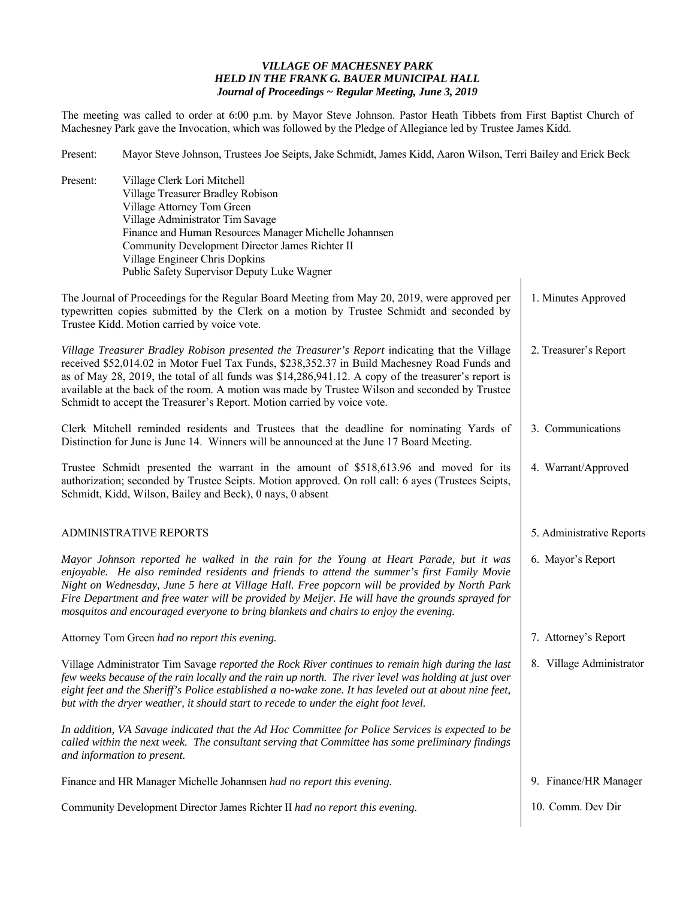***VILLAGE OF MACHESNEY PARK***
***HELD IN THE FRANK G. BAUER MUNICIPAL HALL***
***Journal of Proceedings ~ Regular Meeting, June 3, 2019***

The meeting was called to order at 6:00 p.m. by Mayor Steve Johnson. Pastor Heath Tibbets from First Baptist Church of Machesney Park gave the Invocation, which was followed by the Pledge of Allegiance led by Trustee James Kidd.

Present: Mayor Steve Johnson, Trustees Joe Seipts, Jake Schmidt, James Kidd, Aaron Wilson, Terri Bailey and Erick Beck

Present: Village Clerk Lori Mitchell
Village Treasurer Bradley Robison
Village Attorney Tom Green
Village Administrator Tim Savage
Finance and Human Resources Manager Michelle Johannsen
Community Development Director James Richter II
Village Engineer Chris Dopkins
Public Safety Supervisor Deputy Luke Wagner

**1. Minutes Approved**

The Journal of Proceedings for the Regular Board Meeting from May 20, 2019, were approved per typewritten copies submitted by the Clerk on a motion by Trustee Schmidt and seconded by Trustee Kidd. Motion carried by voice vote.

**2. Treasurer's Report**

*Village Treasurer Bradley Robison presented the Treasurer's Report* indicating that the Village received $52,014.02 in Motor Fuel Tax Funds, $238,352.37 in Build Machesney Road Funds and as of May 28, 2019, the total of all funds was $14,286,941.12. A copy of the treasurer's report is available at the back of the room. A motion was made by Trustee Wilson and seconded by Trustee Schmidt to accept the Treasurer's Report. Motion carried by voice vote.

**3. Communications**

Clerk Mitchell reminded residents and Trustees that the deadline for nominating Yards of Distinction for June is June 14. Winners will be announced at the June 17 Board Meeting.

**4. Warrant/Approved**

Trustee Schmidt presented the warrant in the amount of $518,613.96 and moved for its authorization; seconded by Trustee Seipts. Motion approved. On roll call: 6 ayes (Trustees Seipts, Schmidt, Kidd, Wilson, Bailey and Beck), 0 nays, 0 absent

**5. Administrative Reports**

ADMINISTRATIVE REPORTS

**6. Mayor's Report**

*Mayor Johnson reported he walked in the rain for the Young at Heart Parade, but it was enjoyable. He also reminded residents and friends to attend the summer's first Family Movie Night on Wednesday, June 5 here at Village Hall. Free popcorn will be provided by North Park Fire Department and free water will be provided by Meijer. He will have the grounds sprayed for mosquitos and encouraged everyone to bring blankets and chairs to enjoy the evening.*

**7. Attorney's Report**

Attorney Tom Green *had no report this evening.*

**8. Village Administrator**

Village Administrator Tim Savage *reported the Rock River continues to remain high during the last few weeks because of the rain locally and the rain up north. The river level was holding at just over eight feet and the Sheriff's Police established a no-wake zone. It has leveled out at about nine feet, but with the dryer weather, it should start to recede to under the eight foot level.*

*In addition, VA Savage indicated that the Ad Hoc Committee for Police Services is expected to be called within the next week. The consultant serving that Committee has some preliminary findings and information to present.*

**9. Finance/HR Manager**

Finance and HR Manager Michelle Johannsen *had no report this evening.*

**10. Comm. Dev Dir**

Community Development Director James Richter II *had no report this evening.*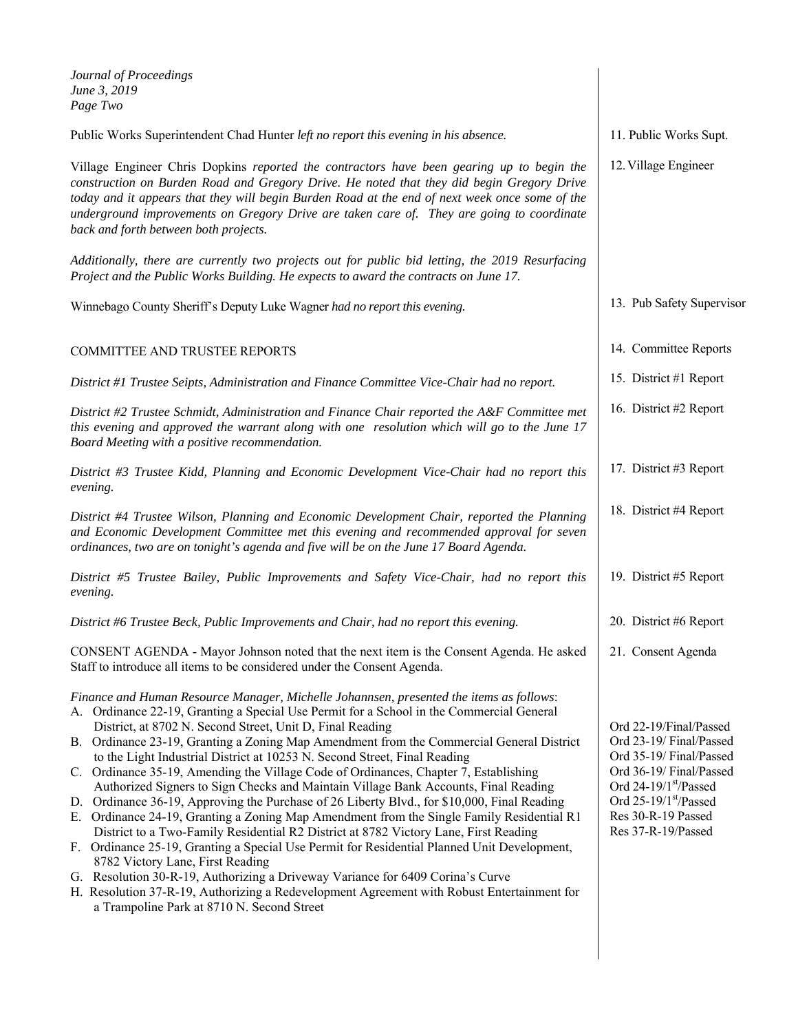Public Works Superintendent Chad Hunter *left no report this evening in his absence.* — 11. Public Works Supt.

Village Engineer Chris Dopkins *reported the contractors have been gearing up to begin the construction on Burden Road and Gregory Drive. He noted that they did begin Gregory Drive today and it appears that they will begin Burden Road at the end of next week once some of the underground improvements on Gregory Drive are taken care of. They are going to coordinate back and forth between both projects.* — 12. Village Engineer

*Additionally, there are currently two projects out for public bid letting, the 2019 Resurfacing Project and the Public Works Building. He expects to award the contracts on June 17.*

Winnebago County Sheriff's Deputy Luke Wagner *had no report this evening.* — 13. Pub Safety Supervisor

COMMITTEE AND TRUSTEE REPORTS — 14. Committee Reports

*District #1 Trustee Seipts, Administration and Finance Committee Vice-Chair had no report.* — 15. District #1 Report

*District #2 Trustee Schmidt, Administration and Finance Chair reported the A&F Committee met this evening and approved the warrant along with one resolution which will go to the June 17 Board Meeting with a positive recommendation.* — 16. District #2 Report

*District #3 Trustee Kidd, Planning and Economic Development Vice-Chair had no report this evening.* — 17. District #3 Report

*District #4 Trustee Wilson, Planning and Economic Development Chair, reported the Planning and Economic Development Committee met this evening and recommended approval for seven ordinances, two are on tonight's agenda and five will be on the June 17 Board Agenda.* — 18. District #4 Report

*District #5 Trustee Bailey, Public Improvements and Safety Vice-Chair, had no report this evening.* — 19. District #5 Report

*District #6 Trustee Beck, Public Improvements and Chair, had no report this evening.* — 20. District #6 Report

CONSENT AGENDA - Mayor Johnson noted that the next item is the Consent Agenda. He asked Staff to introduce all items to be considered under the Consent Agenda. — 21. Consent Agenda

*Finance and Human Resource Manager, Michelle Johannsen, presented the items as follows*:

A. Ordinance 22-19, Granting a Special Use Permit for a School in the Commercial General District, at 8702 N. Second Street, Unit D, Final Reading
B. Ordinance 23-19, Granting a Zoning Map Amendment from the Commercial General District to the Light Industrial District at 10253 N. Second Street, Final Reading
C. Ordinance 35-19, Amending the Village Code of Ordinances, Chapter 7, Establishing Authorized Signers to Sign Checks and Maintain Village Bank Accounts, Final Reading
D. Ordinance 36-19, Approving the Purchase of 26 Liberty Blvd., for $10,000, Final Reading
E. Ordinance 24-19, Granting a Zoning Map Amendment from the Single Family Residential R1 District to a Two-Family Residential R2 District at 8782 Victory Lane, First Reading
F. Ordinance 25-19, Granting a Special Use Permit for Residential Planned Unit Development, 8782 Victory Lane, First Reading
G. Resolution 30-R-19, Authorizing a Driveway Variance for 6409 Corina's Curve
H. Resolution 37-R-19, Authorizing a Redevelopment Agreement with Robust Entertainment for a Trampoline Park at 8710 N. Second Street

Ord 22-19/Final/Passed
Ord 23-19/ Final/Passed
Ord 35-19/ Final/Passed
Ord 36-19/ Final/Passed
Ord 24-19/1st/Passed
Ord 25-19/1st/Passed
Res 30-R-19 Passed
Res 37-R-19/Passed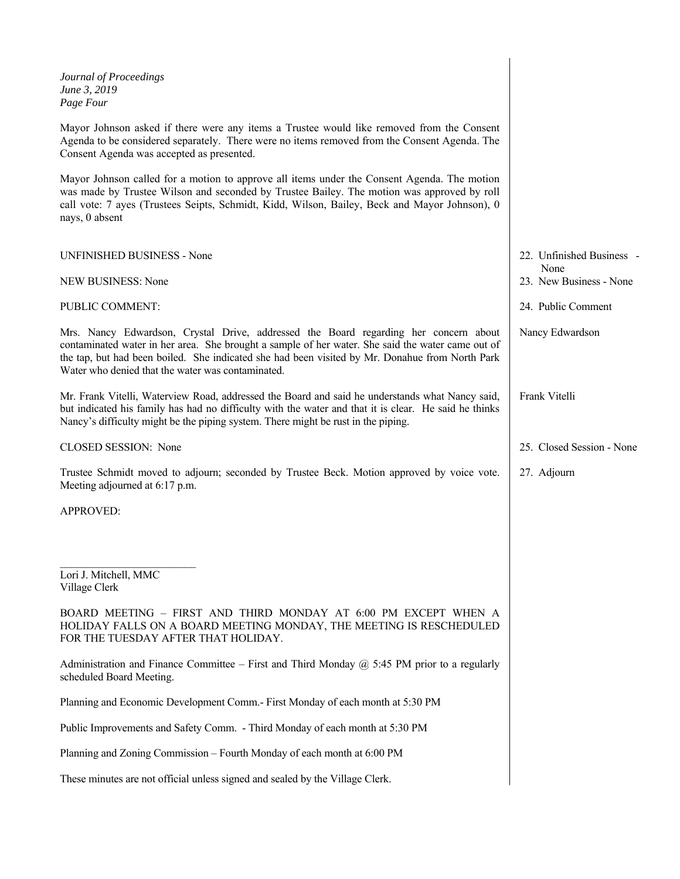Mayor Johnson asked if there were any items a Trustee would like removed from the Consent Agenda to be considered separately. There were no items removed from the Consent Agenda. The Consent Agenda was accepted as presented.

Mayor Johnson called for a motion to approve all items under the Consent Agenda. The motion was made by Trustee Wilson and seconded by Trustee Bailey. The motion was approved by roll call vote: 7 ayes (Trustees Seipts, Schmidt, Kidd, Wilson, Bailey, Beck and Mayor Johnson), 0 nays, 0 absent

22. Unfinished Business - None

UNFINISHED BUSINESS - None

23. New Business - None

NEW BUSINESS: None

24. Public Comment

PUBLIC COMMENT:

Nancy Edwardson

Mrs. Nancy Edwardson, Crystal Drive, addressed the Board regarding her concern about contaminated water in her area. She brought a sample of her water. She said the water came out of the tap, but had been boiled. She indicated she had been visited by Mr. Donahue from North Park Water who denied that the water was contaminated.

Frank Vitelli

Mr. Frank Vitelli, Waterview Road, addressed the Board and said he understands what Nancy said, but indicated his family has had no difficulty with the water and that it is clear. He said he thinks Nancy's difficulty might be the piping system. There might be rust in the piping.

25. Closed Session - None

CLOSED SESSION: None

27. Adjourn

Trustee Schmidt moved to adjourn; seconded by Trustee Beck. Motion approved by voice vote. Meeting adjourned at 6:17 p.m.

APPROVED:

\_\_\_\_\_\_\_\_\_\_\_\_\_\_\_\_\_\_\_\_\_\_\_\_\_\_

Lori J. Mitchell, MMC
Village Clerk

BOARD MEETING – FIRST AND THIRD MONDAY AT 6:00 PM EXCEPT WHEN A HOLIDAY FALLS ON A BOARD MEETING MONDAY, THE MEETING IS RESCHEDULED FOR THE TUESDAY AFTER THAT HOLIDAY.

Administration and Finance Committee – First and Third Monday @ 5:45 PM prior to a regularly scheduled Board Meeting.

Planning and Economic Development Comm.- First Monday of each month at 5:30 PM

Public Improvements and Safety Comm. - Third Monday of each month at 5:30 PM

Planning and Zoning Commission – Fourth Monday of each month at 6:00 PM

These minutes are not official unless signed and sealed by the Village Clerk.